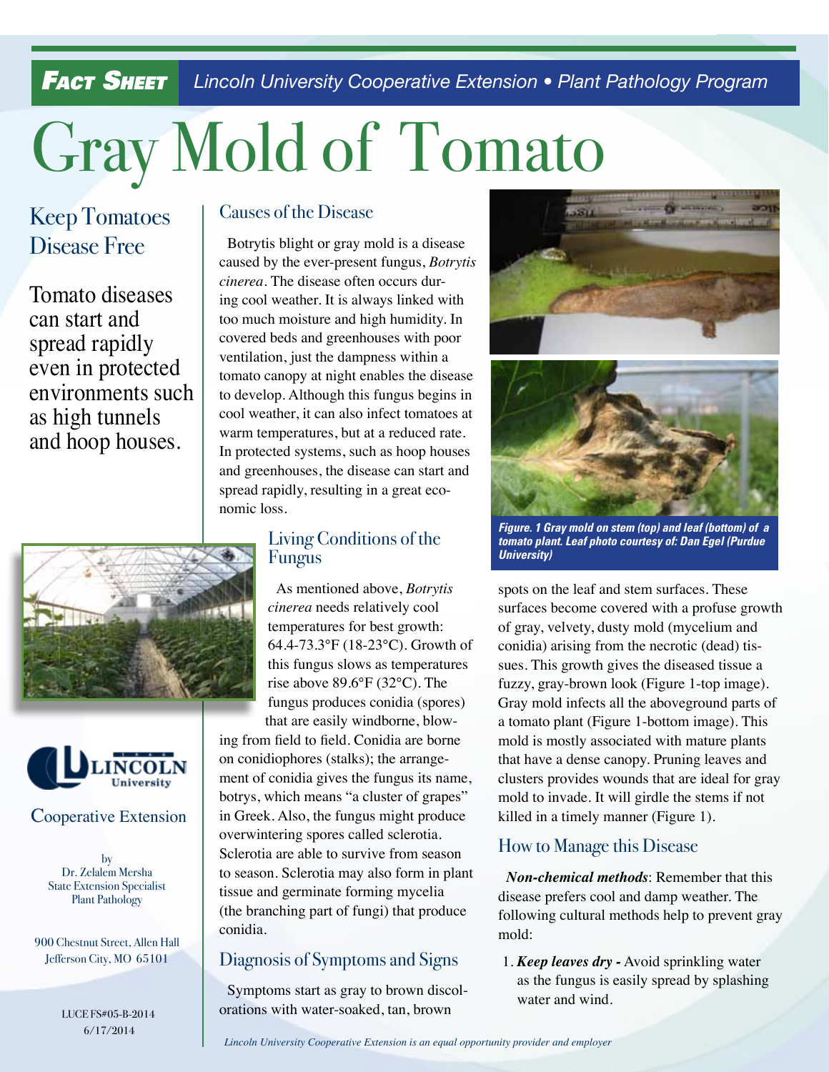**FACT SHEET** *Lincoln University Cooperative Extension • Plant Pathology Program*

# Gray Mold of Tomato

## Keep Tomatoes Disease Free

Tomato diseases can start and spread rapidly even in protected environments such as high tunnels and hoop houses.

Cooperative Extension

by
Dr. Zelalem Mersha
State Extension Specialist
Plant Pathology

900 Chestnut Street, Allen Hall
Jefferson City, MO 65101

LUCE FS#05-B-2014
6/17/2014

## Causes of the Disease

Botrytis blight or gray mold is a disease caused by the ever-present fungus, *Botrytis cinerea*. The disease often occurs during cool weather. It is always linked with too much moisture and high humidity. In covered beds and greenhouses with poor ventilation, just the dampness within a tomato canopy at night enables the disease to develop. Although this fungus begins in cool weather, it can also infect tomatoes at warm temperatures, but at a reduced rate. In protected systems, such as hoop houses and greenhouses, the disease can start and spread rapidly, resulting in a great economic loss.

## Living Conditions of the Fungus

As mentioned above, *Botrytis cinerea* needs relatively cool temperatures for best growth: 64.4-73.3°F (18-23°C). Growth of this fungus slows as temperatures rise above 89.6°F (32°C). The fungus produces conidia (spores) that are easily windborne, blowing from field to field. Conidia are borne on conidiophores (stalks); the arrangement of conidia gives the fungus its name, botrys, which means "a cluster of grapes" in Greek. Also, the fungus might produce overwintering spores called sclerotia. Sclerotia are able to survive from season to season. Sclerotia may also form in plant tissue and germinate forming mycelia (the branching part of fungi) that produce conidia.

## Diagnosis of Symptoms and Signs

Symptoms start as gray to brown discolorations with water-soaked, tan, brown spots on the leaf and stem surfaces. These surfaces become covered with a profuse growth of gray, velvety, dusty mold (mycelium and conidia) arising from the necrotic (dead) tissues. This growth gives the diseased tissue a fuzzy, gray-brown look (Figure 1-top image). Gray mold infects all the aboveground parts of a tomato plant (Figure 1-bottom image). This mold is mostly associated with mature plants that have a dense canopy. Pruning leaves and clusters provides wounds that are ideal for gray mold to invade. It will girdle the stems if not killed in a timely manner (Figure 1).

*Figure. 1 Gray mold on stem (top) and leaf (bottom) of a tomato plant. Leaf photo courtesy of: Dan Egel (Purdue University)*

## How to Manage this Disease

***Non-chemical methods***: Remember that this disease prefers cool and damp weather. The following cultural methods help to prevent gray mold:

1. ***Keep leaves dry -*** Avoid sprinkling water as the fungus is easily spread by splashing water and wind.

*Lincoln University Cooperative Extension is an equal opportunity provider and employer*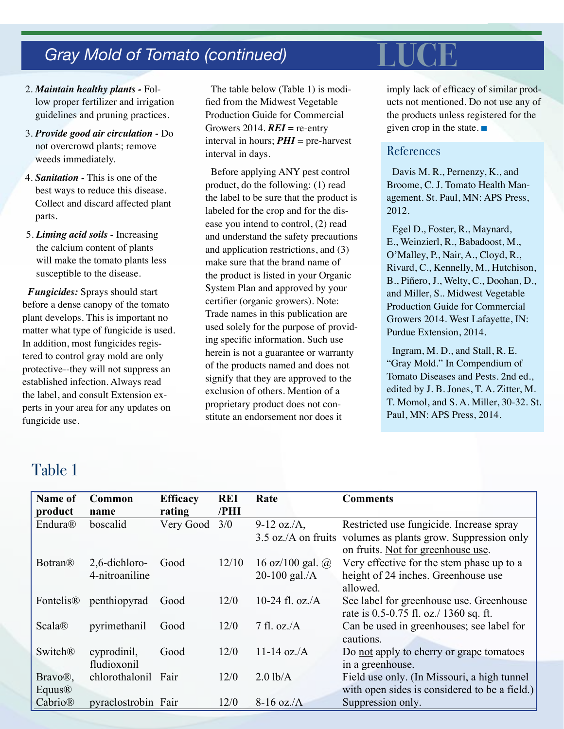## Gray Mold of Tomato (continued)

2. ***Maintain healthy plants -*** Follow proper fertilizer and irrigation guidelines and pruning practices.
3. ***Provide good air circulation -*** Do not overcrowd plants; remove weeds immediately.
4. ***Sanitation -*** This is one of the best ways to reduce this disease. Collect and discard affected plant parts.
5. ***Liming acid soils -*** Increasing the calcium content of plants will make the tomato plants less susceptible to the disease.

***Fungicides:*** Sprays should start before a dense canopy of the tomato plant develops. This is important no matter what type of fungicide is used. In addition, most fungicides registered to control gray mold are only protective--they will not suppress an established infection. Always read the label, and consult Extension experts in your area for any updates on fungicide use.

The table below (Table 1) is modified from the Midwest Vegetable Production Guide for Commercial Growers 2014. ***REI*** = re-entry interval in hours; ***PHI*** = pre-harvest interval in days.

Before applying ANY pest control product, do the following: (1) read the label to be sure that the product is labeled for the crop and for the disease you intend to control, (2) read and understand the safety precautions and application restrictions, and (3) make sure that the brand name of the product is listed in your Organic System Plan and approved by your certifier (organic growers). Note: Trade names in this publication are used solely for the purpose of providing specific information. Such use herein is not a guarantee or warranty of the products named and does not signify that they are approved to the exclusion of others. Mention of a proprietary product does not constitute an endorsement nor does it imply lack of efficacy of similar products not mentioned. Do not use any of the products unless registered for the given crop in the state.

### References

Davis M. R., Pernenzy, K., and Broome, C. J. Tomato Health Management. St. Paul, MN: APS Press, 2012.

Egel D., Foster, R., Maynard, E., Weinzierl, R., Babadoost, M., O'Malley, P., Nair, A., Cloyd, R., Rivard, C., Kennelly, M., Hutchison, B., Piñero, J., Welty, C., Doohan, D., and Miller, S.. Midwest Vegetable Production Guide for Commercial Growers 2014. West Lafayette, IN: Purdue Extension, 2014.

Ingram, M. D., and Stall, R. E. "Gray Mold." In Compendium of Tomato Diseases and Pests. 2nd ed., edited by J. B. Jones, T. A. Zitter, M. T. Momol, and S. A. Miller, 30-32. St. Paul, MN: APS Press, 2014.

## Table 1

| Name of product | Common name | Efficacy rating | REI /PHI | Rate | Comments |
|---|---|---|---|---|---|
| Endura® | boscalid | Very Good | 3/0 | 9-12 oz./A, 3.5 oz./A on fruits | Restricted use fungicide. Increase spray volumes as plants grow. Suppression only on fruits. Not for greenhouse use. |
| Botran® | 2,6-dichloro-4-nitroaniline | Good | 12/10 | 16 oz/100 gal. @ 20-100 gal./A | Very effective for the stem phase up to a height of 24 inches. Greenhouse use allowed. |
| Fontelis® | penthiopyrad | Good | 12/0 | 10-24 fl. oz./A | See label for greenhouse use. Greenhouse rate is 0.5-0.75 fl. oz./ 1360 sq. ft. |
| Scala® | pyrimethanil | Good | 12/0 | 7 fl. oz./A | Can be used in greenhouses; see label for cautions. |
| Switch® | cyprodinil, fludioxonil | Good | 12/0 | 11-14 oz./A | Do not apply to cherry or grape tomatoes in a greenhouse. |
| Bravo®, Equus® | chlorothalonil | Fair | 12/0 | 2.0 lb/A | Field use only. (In Missouri, a high tunnel with open sides is considered to be a field.) |
| Cabrio® | pyraclostrobin | Fair | 12/0 | 8-16 oz./A | Suppression only. |